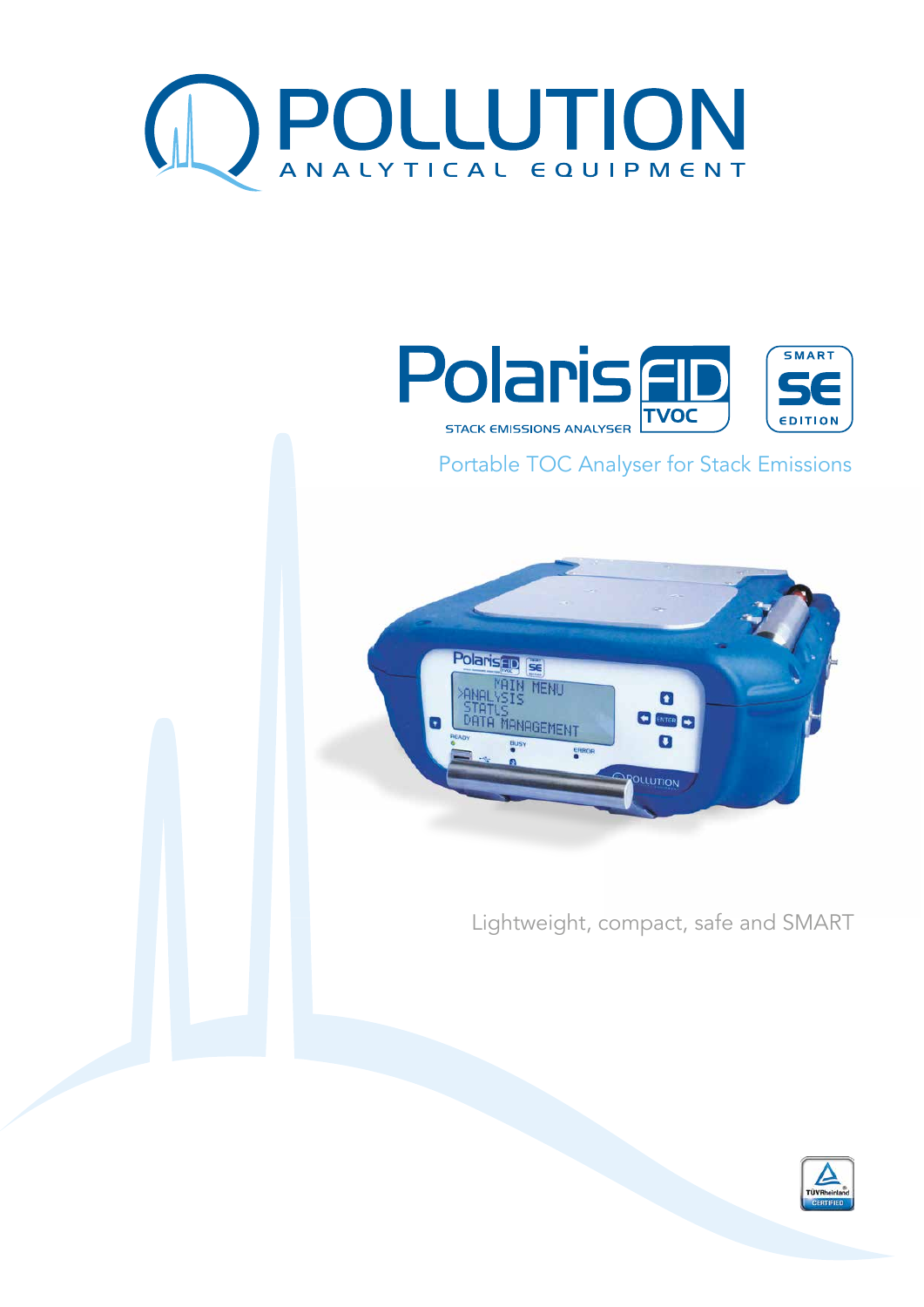# POLLUTION

ANALYTICAL EQUIPMENT

## Polaris FID TVOC

STACK EMISSIONS ANALYSER

SMART SE EDITION

Portable TOC Analyser for Stack Emissions

Lightweight, compact, safe and SMART

TÜVRheinland CERTIFIED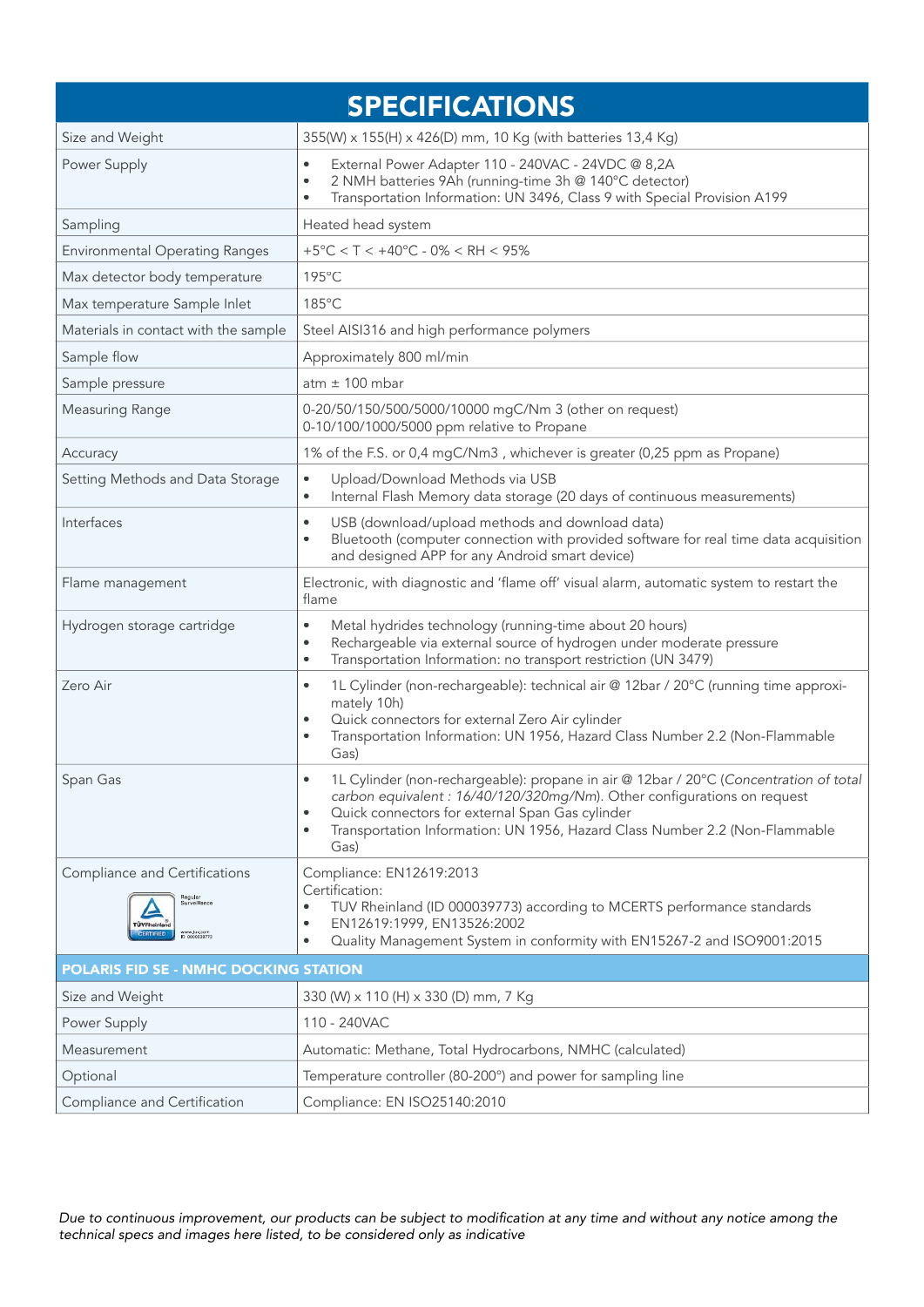# SPECIFICATIONS

| | |
|---|---|
| Size and Weight | 355(W) x 155(H) x 426(D) mm, 10 Kg (with batteries 13,4 Kg) |
| Power Supply | • External Power Adapter 110 - 240VAC - 24VDC @ 8,2A<br>• 2 NMH batteries 9Ah (running-time 3h @ 140°C detector)<br>• Transportation Information: UN 3496, Class 9 with Special Provision A199 |
| Sampling | Heated head system |
| Environmental Operating Ranges | +5°C < T < +40°C - 0% < RH < 95% |
| Max detector body temperature | 195°C |
| Max temperature Sample Inlet | 185°C |
| Materials in contact with the sample | Steel AISI316 and high performance polymers |
| Sample flow | Approximately 800 ml/min |
| Sample pressure | atm ± 100 mbar |
| Measuring Range | 0-20/50/150/500/5000/10000 mgC/Nm 3 (other on request)<br>0-10/100/1000/5000 ppm relative to Propane |
| Accuracy | 1% of the F.S. or 0,4 mgC/Nm3 , whichever is greater (0,25 ppm as Propane) |
| Setting Methods and Data Storage | • Upload/Download Methods via USB<br>• Internal Flash Memory data storage (20 days of continuous measurements) |
| Interfaces | • USB (download/upload methods and download data)<br>• Bluetooth (computer connection with provided software for real time data acquisition and designed APP for any Android smart device) |
| Flame management | Electronic, with diagnostic and 'flame off' visual alarm, automatic system to restart the flame |
| Hydrogen storage cartridge | • Metal hydrides technology (running-time about 20 hours)<br>• Rechargeable via external source of hydrogen under moderate pressure<br>• Transportation Information: no transport restriction (UN 3479) |
| Zero Air | • 1L Cylinder (non-rechargeable): technical air @ 12bar / 20°C (running time approximately 10h)<br>• Quick connectors for external Zero Air cylinder<br>• Transportation Information: UN 1956, Hazard Class Number 2.2 (Non-Flammable Gas) |
| Span Gas | • 1L Cylinder (non-rechargeable): propane in air @ 12bar / 20°C (*Concentration of total carbon equivalent : 16/40/120/320mg/Nm*). Other configurations on request<br>• Quick connectors for external Span Gas cylinder<br>• Transportation Information: UN 1956, Hazard Class Number 2.2 (Non-Flammable Gas) |
| Compliance and Certifications | Compliance: EN12619:2013<br>Certification:<br>• TUV Rheinland (ID 000039773) according to MCERTS performance standards<br>• EN12619:1999, EN13526:2002<br>• Quality Management System in conformity with EN15267-2 and ISO9001:2015 |
| **POLARIS FID SE - NMHC DOCKING STATION** | |
| Size and Weight | 330 (W) x 110 (H) x 330 (D) mm, 7 Kg |
| Power Supply | 110 - 240VAC |
| Measurement | Automatic: Methane, Total Hydrocarbons, NMHC (calculated) |
| Optional | Temperature controller (80-200°) and power for sampling line |
| Compliance and Certification | Compliance: EN ISO25140:2010 |

*Due to continuous improvement, our products can be subject to modification at any time and without any notice among the technical specs and images here listed, to be considered only as indicative*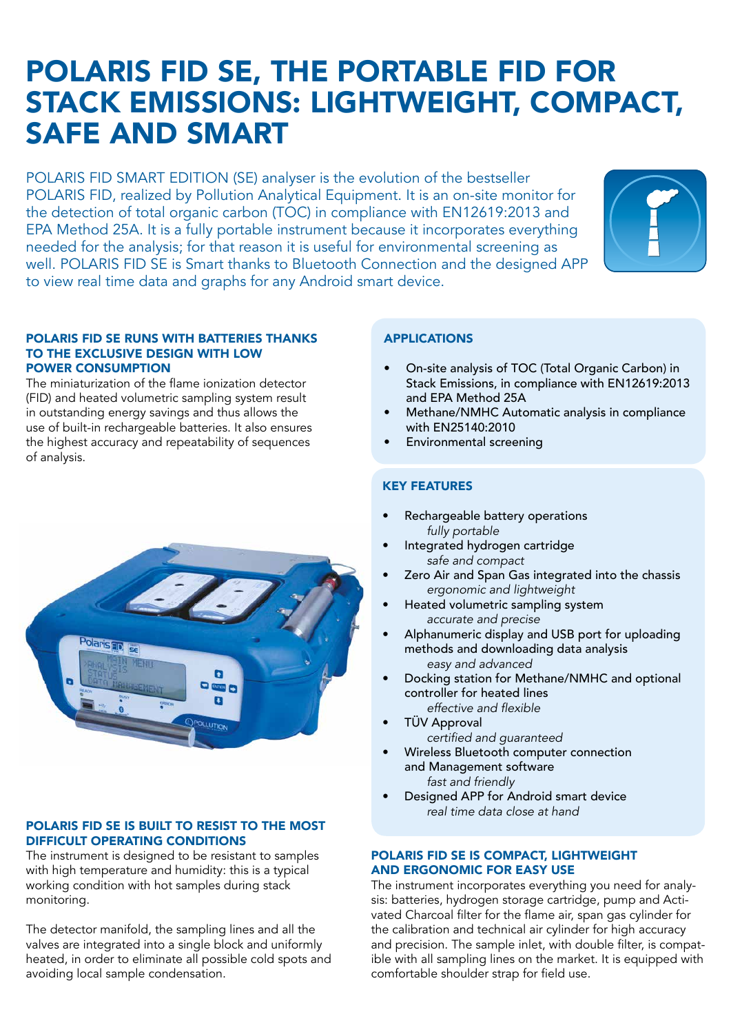# POLARIS FID SE, THE PORTABLE FID FOR STACK EMISSIONS: LIGHTWEIGHT, COMPACT, SAFE AND SMART

POLARIS FID SMART EDITION (SE) analyser is the evolution of the bestseller POLARIS FID, realized by Pollution Analytical Equipment. It is an on-site monitor for the detection of total organic carbon (TOC) in compliance with EN12619:2013 and EPA Method 25A. It is a fully portable instrument because it incorporates everything needed for the analysis; for that reason it is useful for environmental screening as well. POLARIS FID SE is Smart thanks to Bluetooth Connection and the designed APP to view real time data and graphs for any Android smart device.

### POLARIS FID SE RUNS WITH BATTERIES THANKS TO THE EXCLUSIVE DESIGN WITH LOW POWER CONSUMPTION

The miniaturization of the flame ionization detector (FID) and heated volumetric sampling system result in outstanding energy savings and thus allows the use of built-in rechargeable batteries. It also ensures the highest accuracy and repeatability of sequences of analysis.

### POLARIS FID SE IS BUILT TO RESIST TO THE MOST DIFFICULT OPERATING CONDITIONS

The instrument is designed to be resistant to samples with high temperature and humidity: this is a typical working condition with hot samples during stack monitoring.

The detector manifold, the sampling lines and all the valves are integrated into a single block and uniformly heated, in order to eliminate all possible cold spots and avoiding local sample condensation.

### APPLICATIONS

- On-site analysis of TOC (Total Organic Carbon) in Stack Emissions, in compliance with EN12619:2013 and EPA Method 25A
- Methane/NMHC Automatic analysis in compliance with EN25140:2010
- Environmental screening

### KEY FEATURES

- Rechargeable battery operations
  *fully portable*
- Integrated hydrogen cartridge
  *safe and compact*
- Zero Air and Span Gas integrated into the chassis
  *ergonomic and lightweight*
- Heated volumetric sampling system
  *accurate and precise*
- Alphanumeric display and USB port for uploading methods and downloading data analysis
  *easy and advanced*
- Docking station for Methane/NMHC and optional controller for heated lines
  *effective and flexible*
- TÜV Approval
  *certified and guaranteed*
- Wireless Bluetooth computer connection and Management software
  *fast and friendly*
- Designed APP for Android smart device
  *real time data close at hand*

### POLARIS FID SE IS COMPACT, LIGHTWEIGHT AND ERGONOMIC FOR EASY USE

The instrument incorporates everything you need for analysis: batteries, hydrogen storage cartridge, pump and Activated Charcoal filter for the flame air, span gas cylinder for the calibration and technical air cylinder for high accuracy and precision. The sample inlet, with double filter, is compatible with all sampling lines on the market. It is equipped with comfortable shoulder strap for field use.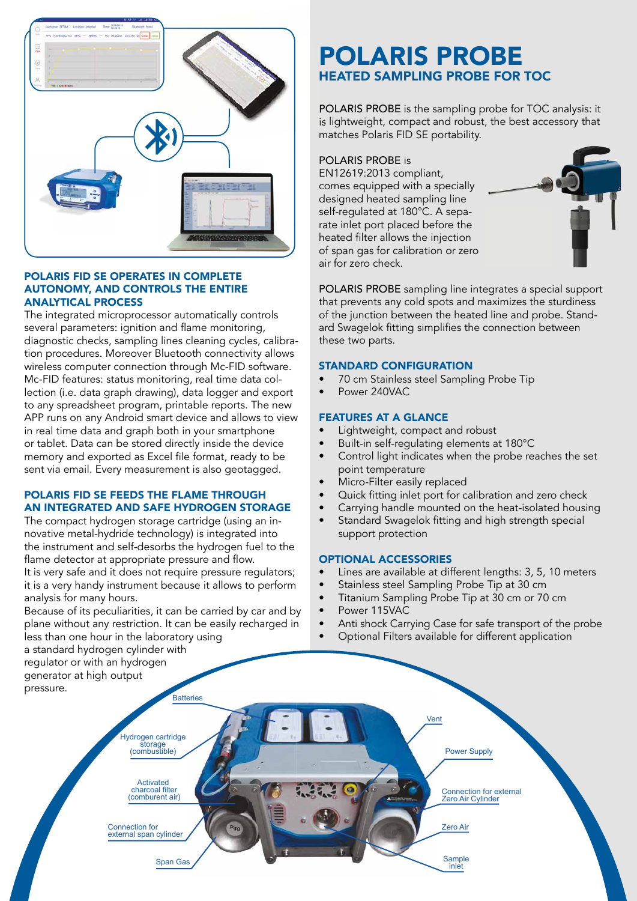## POLARIS FID SE OPERATES IN COMPLETE AUTONOMY, AND CONTROLS THE ENTIRE ANALYTICAL PROCESS

The integrated microprocessor automatically controls several parameters: ignition and flame monitoring, diagnostic checks, sampling lines cleaning cycles, calibration procedures. Moreover Bluetooth connectivity allows wireless computer connection through Mc-FID software. Mc-FID features: status monitoring, real time data collection (i.e. data graph drawing), data logger and export to any spreadsheet program, printable reports. The new APP runs on any Android smart device and allows to view in real time data and graph both in your smartphone or tablet. Data can be stored directly inside the device memory and exported as Excel file format, ready to be sent via email. Every measurement is also geotagged.

## POLARIS FID SE FEEDS THE FLAME THROUGH AN INTEGRATED AND SAFE HYDROGEN STORAGE

The compact hydrogen storage cartridge (using an innovative metal-hydride technology) is integrated into the instrument and self-desorbs the hydrogen fuel to the flame detector at appropriate pressure and flow.
It is very safe and it does not require pressure regulators; it is a very handy instrument because it allows to perform analysis for many hours.
Because of its peculiarities, it can be carried by car and by plane without any restriction. It can be easily recharged in less than one hour in the laboratory using a standard hydrogen cylinder with regulator or with an hydrogen generator at high output pressure.

Batteries
Hydrogen cartridge storage (combustible)
Activated charcoal filter (comburent air)
Connection for external span cylinder
Span Gas
Vent
Power Supply
Connection for external Zero Air Cylinder
Zero Air
Sample inlet

# POLARIS PROBE

## HEATED SAMPLING PROBE FOR TOC

POLARIS PROBE is the sampling probe for TOC analysis: it is lightweight, compact and robust, the best accessory that matches Polaris FID SE portability.

POLARIS PROBE is EN12619:2013 compliant, comes equipped with a specially designed heated sampling line self-regulated at 180°C. A separate inlet port placed before the heated filter allows the injection of span gas for calibration or zero air for zero check.

POLARIS PROBE sampling line integrates a special support that prevents any cold spots and maximizes the sturdiness of the junction between the heated line and probe. Standard Swagelok fitting simplifies the connection between these two parts.

### STANDARD CONFIGURATION

- 70 cm Stainless steel Sampling Probe Tip
- Power 240VAC

### FEATURES AT A GLANCE

- Lightweight, compact and robust
- Built-in self-regulating elements at 180°C
- Control light indicates when the probe reaches the set point temperature
- Micro-Filter easily replaced
- Quick fitting inlet port for calibration and zero check
- Carrying handle mounted on the heat-isolated housing
- Standard Swagelok fitting and high strength special support protection

### OPTIONAL ACCESSORIES

- Lines are available at different lengths: 3, 5, 10 meters
- Stainless steel Sampling Probe Tip at 30 cm
- Titanium Sampling Probe Tip at 30 cm or 70 cm
- Power 115VAC
- Anti shock Carrying Case for safe transport of the probe
- Optional Filters available for different application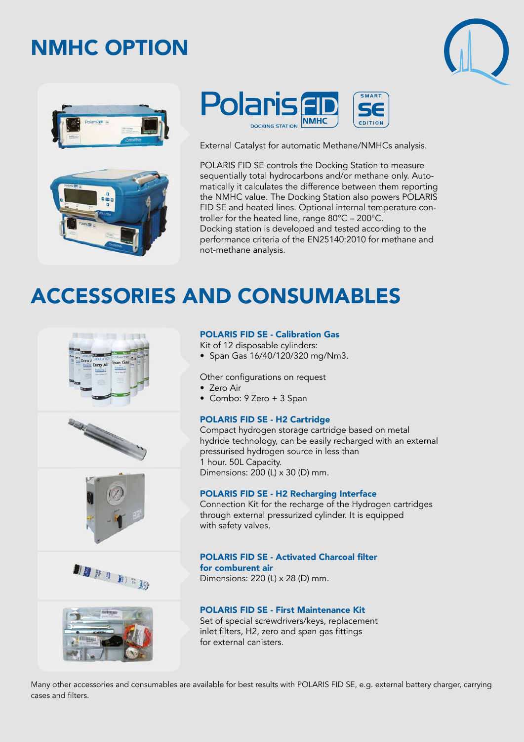# NMHC OPTION

**Polaris FID NMHC DOCKING STATION** — SMART SE EDITION

External Catalyst for automatic Methane/NMHCs analysis.

POLARIS FID SE controls the Docking Station to measure sequentially total hydrocarbons and/or methane only. Automatically it calculates the difference between them reporting the NMHC value. The Docking Station also powers POLARIS FID SE and heated lines. Optional internal temperature controller for the heated line, range 80°C – 200°C.
Docking station is developed and tested according to the performance criteria of the EN25140:2010 for methane and not-methane analysis.

# ACCESSORIES AND CONSUMABLES

### POLARIS FID SE - Calibration Gas

Kit of 12 disposable cylinders:

- Span Gas 16/40/120/320 mg/Nm3.

Other configurations on request

- Zero Air
- Combo: 9 Zero + 3 Span

### POLARIS FID SE - H2 Cartridge

Compact hydrogen storage cartridge based on metal hydride technology, can be easily recharged with an external pressurised hydrogen source in less than 1 hour. 50L Capacity.
Dimensions: 200 (L) x 30 (D) mm.

### POLARIS FID SE - H2 Recharging Interface

Connection Kit for the recharge of the Hydrogen cartridges through external pressurized cylinder. It is equipped with safety valves.

### POLARIS FID SE - Activated Charcoal filter for comburent air

Dimensions: 220 (L) x 28 (D) mm.

### POLARIS FID SE - First Maintenance Kit

Set of special screwdrivers/keys, replacement inlet filters, H2, zero and span gas fittings for external canisters.

Many other accessories and consumables are available for best results with POLARIS FID SE, e.g. external battery charger, carrying cases and filters.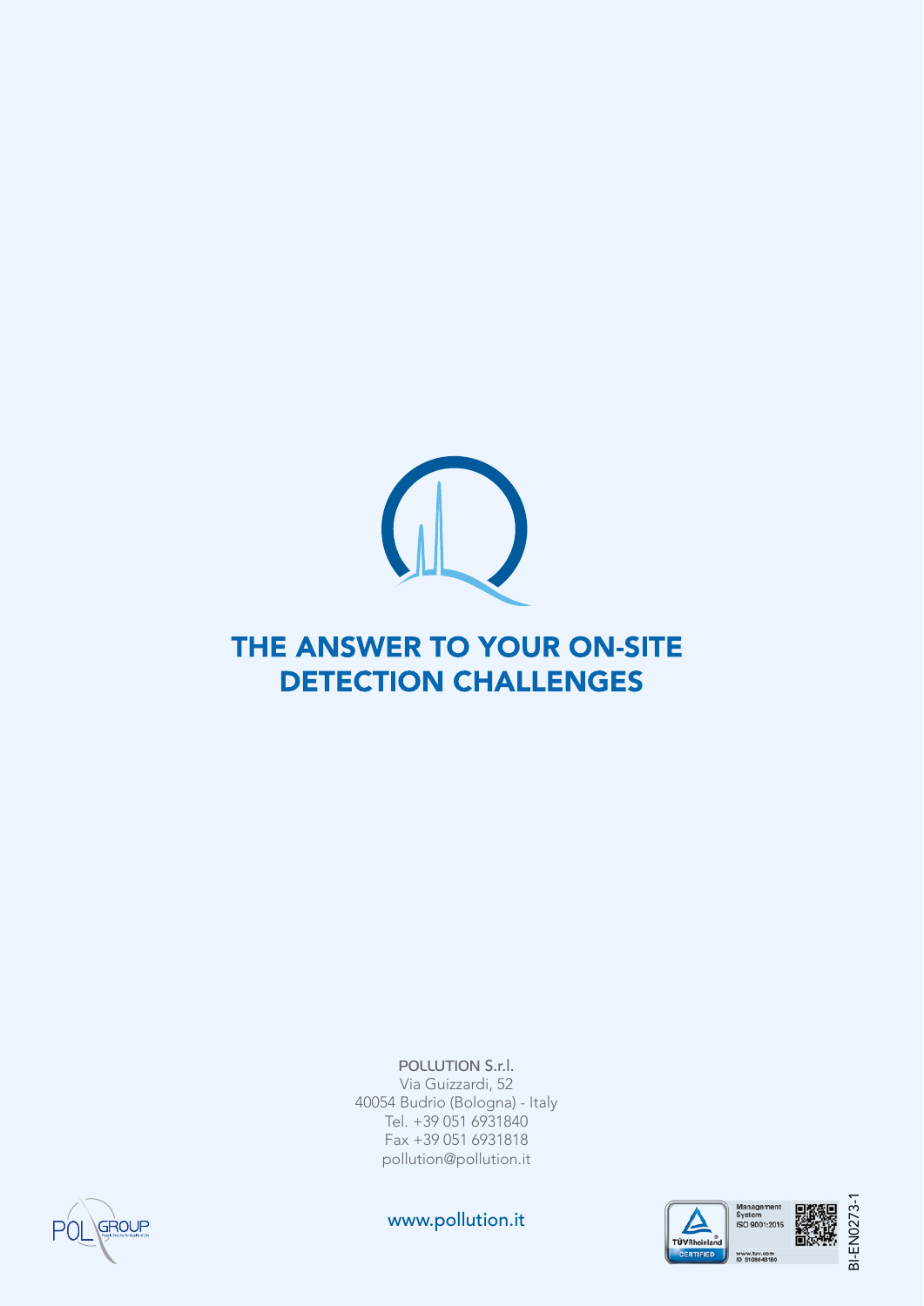# THE ANSWER TO YOUR ON-SITE DETECTION CHALLENGES

POLLUTION S.r.l.
Via Guizzardi, 52
40054 Budrio (Bologna) - Italy
Tel. +39 051 6931840
Fax +39 051 6931818
pollution@pollution.it

www.pollution.it

Management System
ISO 9001:2015

www.tuv.com
ID 9108648180

BI-EN0273-1